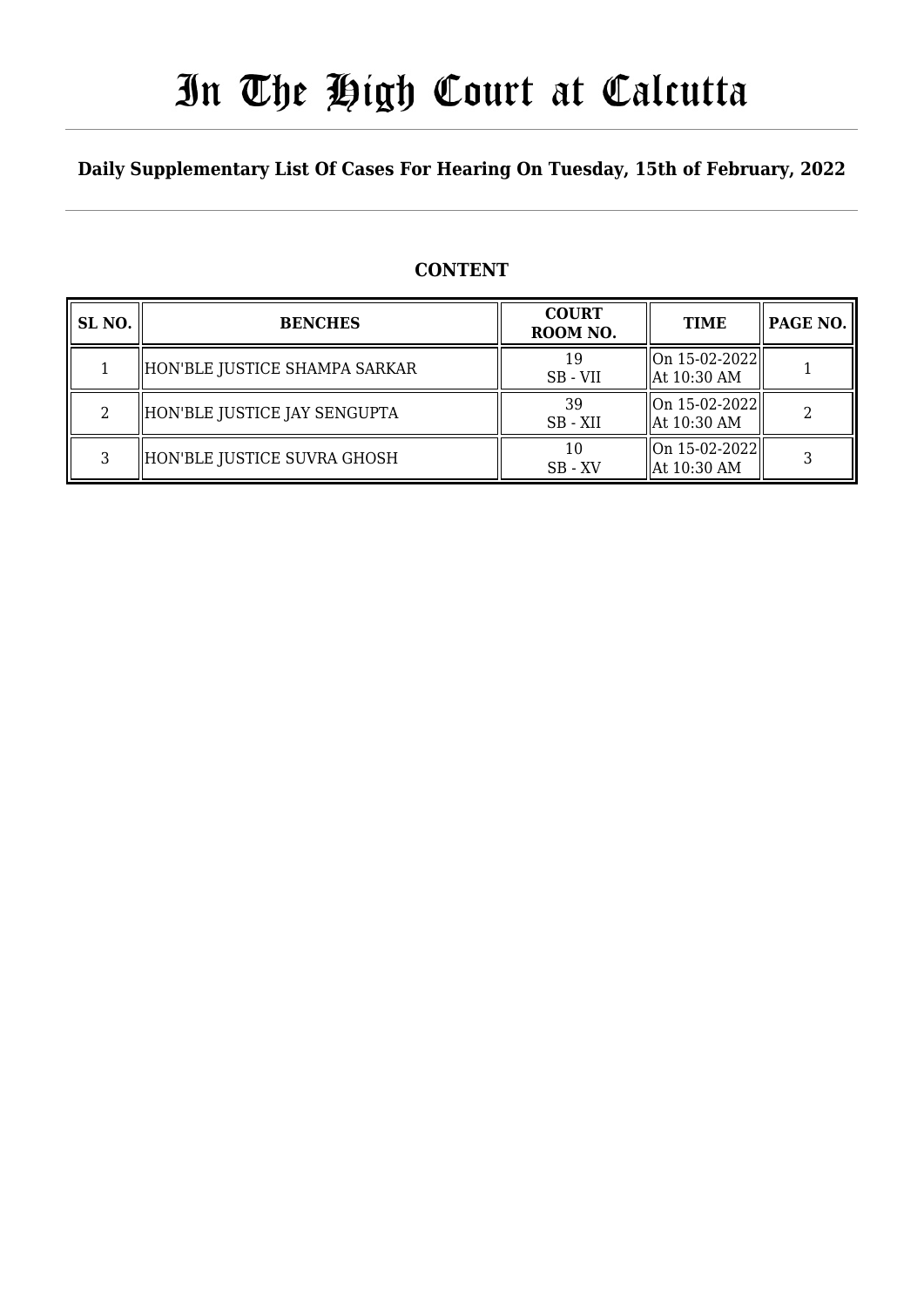# In The High Court at Calcutta

**Daily Supplementary List Of Cases For Hearing On Tuesday, 15th of February, 2022**

## CONTENT

| SL NO. | BENCHES | COURT ROOM NO. | TIME | PAGE NO. |
|---|---|---|---|---|
| 1 | HON'BLE JUSTICE SHAMPA SARKAR | 19 SB - VII | On 15-02-2022 At 10:30 AM | 1 |
| 2 | HON'BLE JUSTICE JAY SENGUPTA | 39 SB - XII | On 15-02-2022 At 10:30 AM | 2 |
| 3 | HON'BLE JUSTICE SUVRA GHOSH | 10 SB - XV | On 15-02-2022 At 10:30 AM | 3 |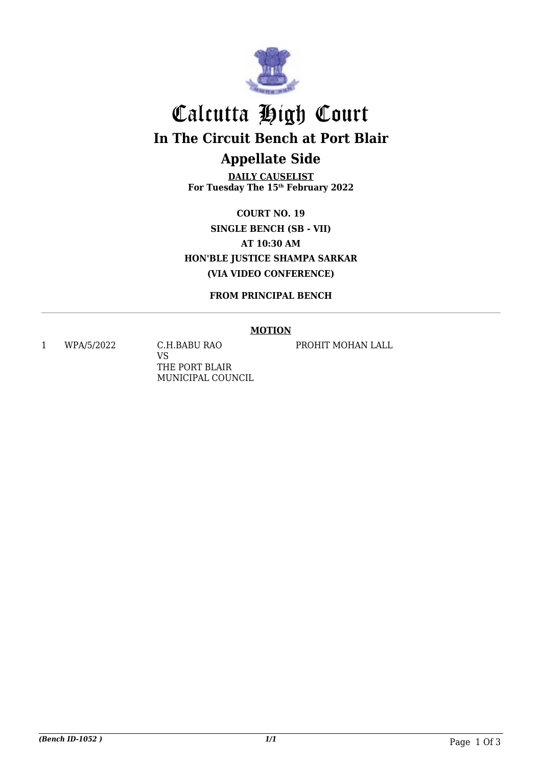# Calcutta High Court

## In The Circuit Bench at Port Blair

## Appellate Side

**DAILY CAUSELIST**
**For Tuesday The 15th February 2022**

**COURT NO. 19**
**SINGLE BENCH (SB - VII)**
**AT 10:30 AM**
**HON'BLE JUSTICE SHAMPA SARKAR**
**(VIA VIDEO CONFERENCE)**

**FROM PRINCIPAL BENCH**

**MOTION**

| | | | |
|---|---|---|---|
| 1 | WPA/5/2022 | C.H.BABU RAO VS THE PORT BLAIR MUNICIPAL COUNCIL | PROHIT MOHAN LALL |

*(Bench ID-1052 )* *1/1*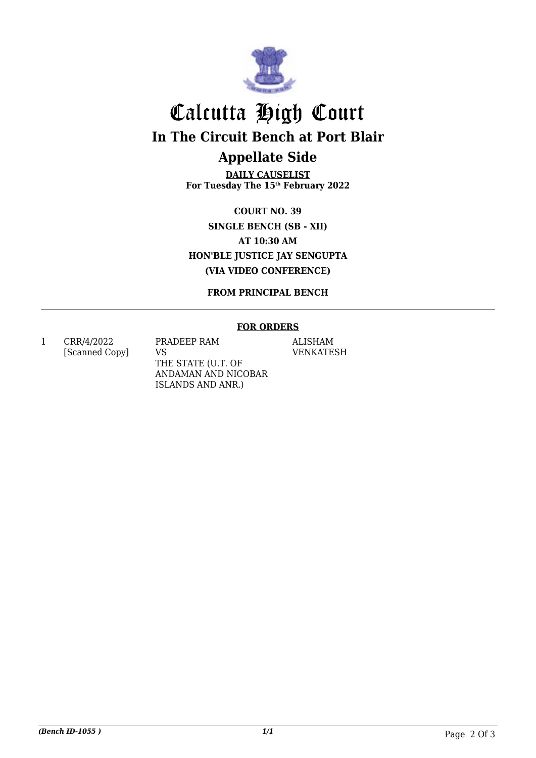# Calcutta High Court

## In The Circuit Bench at Port Blair

## Appellate Side

**DAILY CAUSELIST**
**For Tuesday The 15th February 2022**

**COURT NO. 39**
**SINGLE BENCH (SB - XII)**
**AT 10:30 AM**
**HON'BLE JUSTICE JAY SENGUPTA**
**(VIA VIDEO CONFERENCE)**

**FROM PRINCIPAL BENCH**

---

**FOR ORDERS**

| | | | |
|---|---|---|---|
| 1 | CRR/4/2022 [Scanned Copy] | PRADEEP RAM VS THE STATE (U.T. OF ANDAMAN AND NICOBAR ISLANDS AND ANR.) | ALISHAM VENKATESH |

*(Bench ID-1055 )* 1/1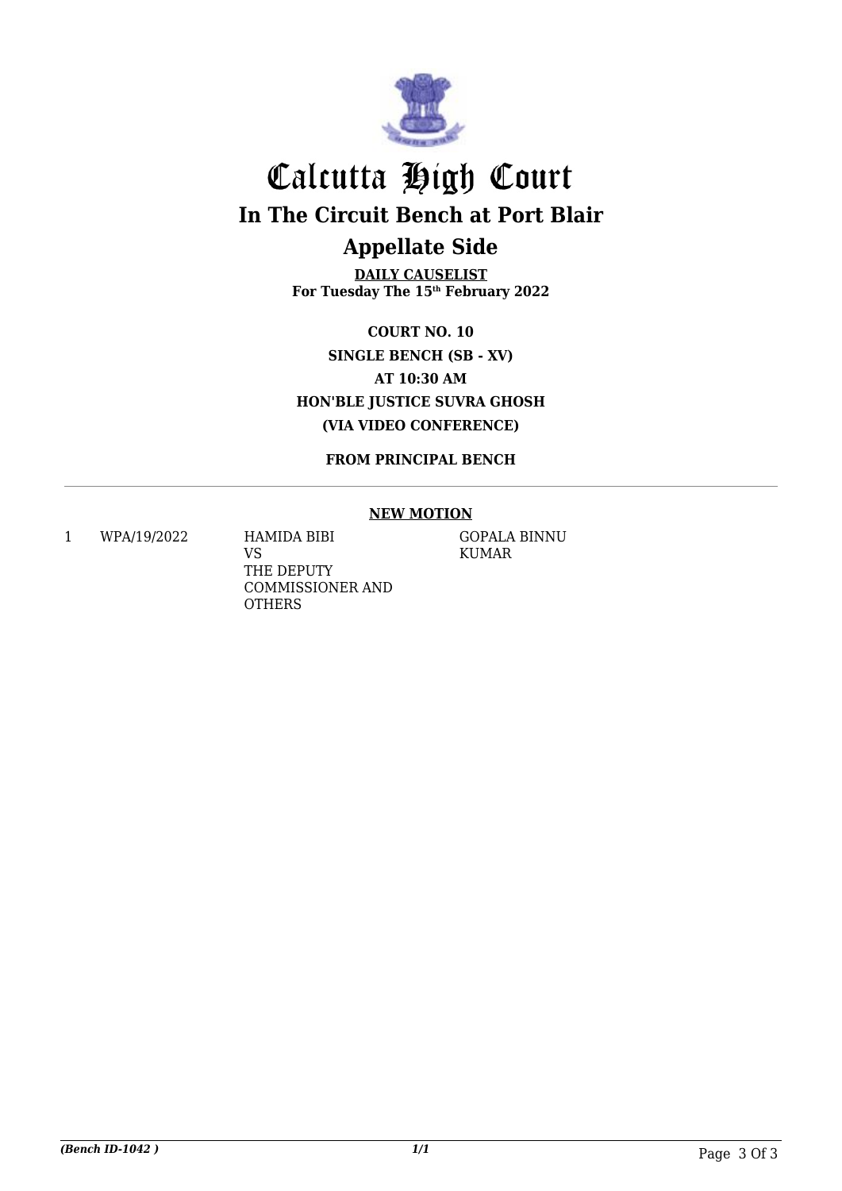# Calcutta High Court

## In The Circuit Bench at Port Blair

## Appellate Side

**DAILY CAUSELIST**
**For Tuesday The 15th February 2022**

**COURT NO. 10**
**SINGLE BENCH (SB - XV)**
**AT 10:30 AM**
**HON'BLE JUSTICE SUVRA GHOSH**
**(VIA VIDEO CONFERENCE)**

**FROM PRINCIPAL BENCH**

**NEW MOTION**

| | | | |
|---|---|---|---|
| 1 | WPA/19/2022 | HAMIDA BIBI VS THE DEPUTY COMMISSIONER AND OTHERS | GOPALA BINNU KUMAR |

*(Bench ID-1042 )* 1/1